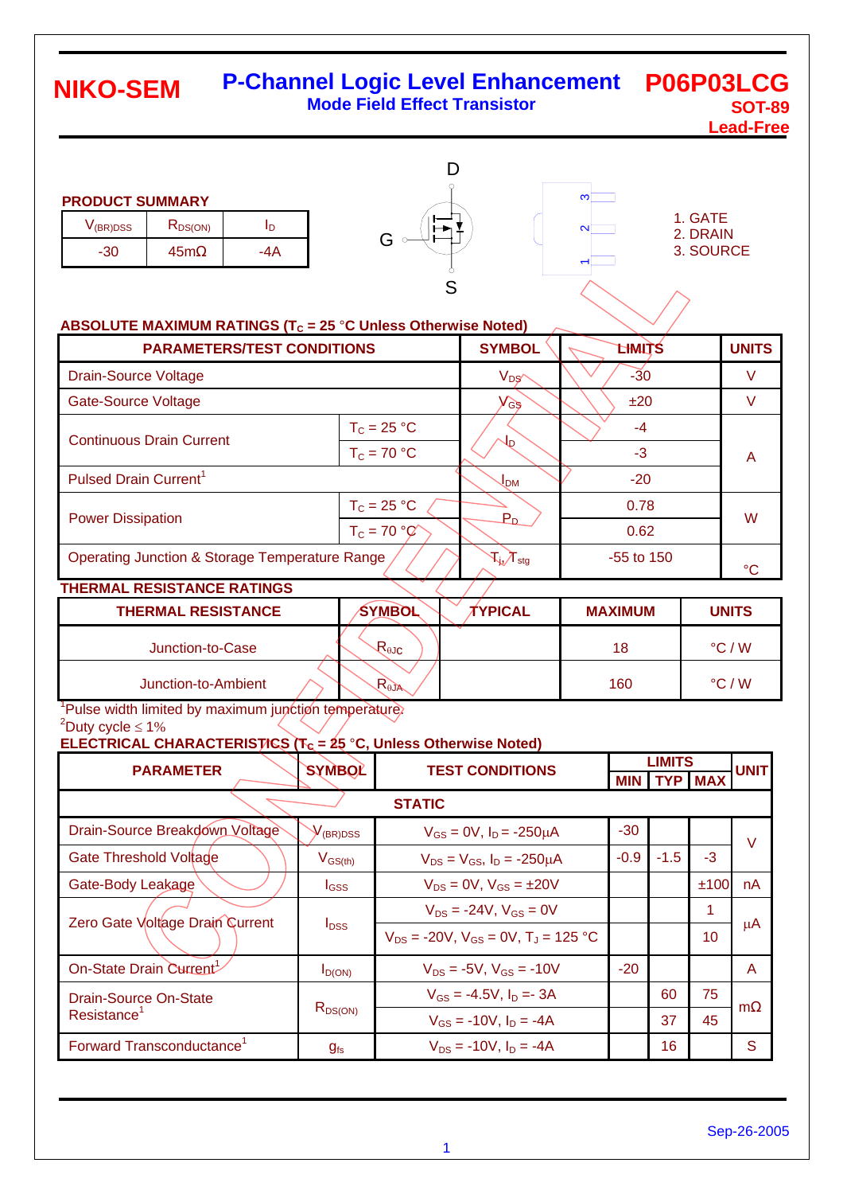# NIKO-SEM

## P-Channel Logic Level Enhancement Mode Field Effect Transistor

**P06P03LCG**
**SOT-89**
**Lead-Free**

**PRODUCT SUMMARY**

| $V_{(BR)DSS}$ | $R_{DS(ON)}$ | $I_D$ |
|---|---|---|
| -30 | 45mΩ | -4A |

D

G

S

1. GATE
2. DRAIN
3. SOURCE

**ABSOLUTE MAXIMUM RATINGS ($T_C$ = 25 °C Unless Otherwise Noted)**

| PARAMETERS/TEST CONDITIONS | | SYMBOL | LIMITS | UNITS |
|---|---|---|---|---|
| Drain-Source Voltage | | $V_{DS}$ | -30 | V |
| Gate-Source Voltage | | $V_{GS}$ | ±20 | V |
| Continuous Drain Current | $T_C$ = 25 °C | $I_D$ | -4 | A |
| | $T_C$ = 70 °C | | -3 | A |
| Pulsed Drain Current[1] | | $I_{DM}$ | -20 | A |
| Power Dissipation | $T_C$ = 25 °C | $P_D$ | 0.78 | W |
| | $T_C$ = 70 °C | | 0.62 | W |
| Operating Junction & Storage Temperature Range | | $T_j$, $T_{stg}$ | -55 to 150 | °C |

**THERMAL RESISTANCE RATINGS**

| THERMAL RESISTANCE | SYMBOL | TYPICAL | MAXIMUM | UNITS |
|---|---|---|---|---|
| Junction-to-Case | $R_{\theta JC}$ | | 18 | °C / W |
| Junction-to-Ambient | $R_{\theta JA}$ | | 160 | °C / W |

[1]Pulse width limited by maximum junction temperature.
[2]Duty cycle ≤ 1%

**ELECTRICAL CHARACTERISTICS ($T_C$ = 25 °C, Unless Otherwise Noted)**

| PARAMETER | SYMBOL | TEST CONDITIONS | LIMITS MIN | LIMITS TYP | LIMITS MAX | UNIT |
|---|---|---|---|---|---|---|
| **STATIC** | | | | | | |
| Drain-Source Breakdown Voltage | $V_{(BR)DSS}$ | $V_{GS}$ = 0V, $I_D$ = -250μA | -30 | | | V |
| Gate Threshold Voltage | $V_{GS(th)}$ | $V_{DS}$ = $V_{GS}$, $I_D$ = -250μA | -0.9 | -1.5 | -3 | V |
| Gate-Body Leakage | $I_{GSS}$ | $V_{DS}$ = 0V, $V_{GS}$ = ±20V | | | ±100 | nA |
| Zero Gate Voltage Drain Current | $I_{DSS}$ | $V_{DS}$ = -24V, $V_{GS}$ = 0V | | | 1 | μA |
| | | $V_{DS}$ = -20V, $V_{GS}$ = 0V, $T_J$ = 125 °C | | | 10 | μA |
| On-State Drain Current[1] | $I_{D(ON)}$ | $V_{DS}$ = -5V, $V_{GS}$ = -10V | -20 | | | A |
| Drain-Source On-State Resistance[1] | $R_{DS(ON)}$ | $V_{GS}$ = -4.5V, $I_D$ =- 3A | | 60 | 75 | mΩ |
| | | $V_{GS}$ = -10V, $I_D$ = -4A | | 37 | 45 | mΩ |
| Forward Transconductance[1] | $g_{fs}$ | $V_{DS}$ = -10V, $I_D$ = -4A | | 16 | | S |

Sep-26-2005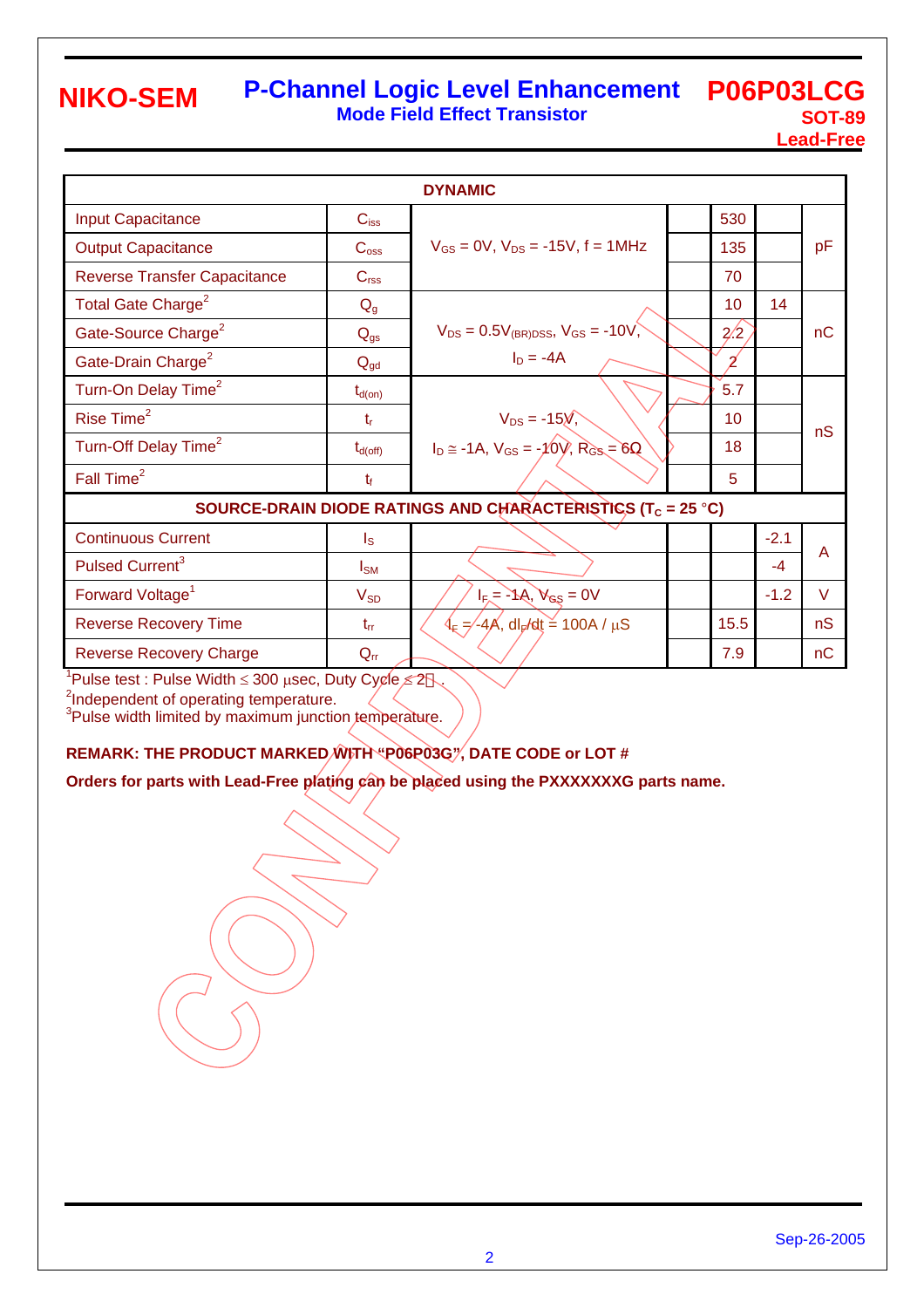# NIKO-SEM

## P-Channel Logic Level Enhancement Mode Field Effect Transistor

**P06P03LCG**
**SOT-89**
**Lead-Free**

| DYNAMIC | | | | | | |
|---|---|---|---|---|---|---|
| Input Capacitance | $C_{iss}$ | $V_{GS}$ = 0V, $V_{DS}$ = -15V, f = 1MHz | | 530 | | pF |
| Output Capacitance | $C_{oss}$ | | | 135 | | |
| Reverse Transfer Capacitance | $C_{rss}$ | | | 70 | | |
| Total Gate Charge[2] | $Q_g$ | $V_{DS}$ = 0.5$V_{(BR)DSS}$, $V_{GS}$ = -10V, $I_D$ = -4A | | 10 | 14 | nC |
| Gate-Source Charge[2] | $Q_{gs}$ | | | 2.2 | | |
| Gate-Drain Charge[2] | $Q_{gd}$ | | | 2 | | |
| Turn-On Delay Time[2] | $t_{d(on)}$ | $V_{DS}$ = -15V, $I_D$ ≅ -1A, $V_{GS}$ = -10V, $R_{GS}$ = 6Ω | | 5.7 | | nS |
| Rise Time[2] | $t_r$ | | | 10 | | |
| Turn-Off Delay Time[2] | $t_{d(off)}$ | | | 18 | | |
| Fall Time[2] | $t_f$ | | | 5 | | |
| **SOURCE-DRAIN DIODE RATINGS AND CHARACTERISTICS ($T_C$ = 25 °C)** | | | | | | |
| Continuous Current | $I_S$ | | | | -2.1 | A |
| Pulsed Current[3] | $I_{SM}$ | | | | -4 | |
| Forward Voltage[1] | $V_{SD}$ | $I_F$ = -1A, $V_{GS}$ = 0V | | | -1.2 | V |
| Reverse Recovery Time | $t_{rr}$ | $I_F$ = -4A, $dI_F/dt$ = 100A / µS | | 15.5 | | nS |
| Reverse Recovery Charge | $Q_{rr}$ | | | 7.9 | | nC |

[1]Pulse test : Pulse Width ≤ 300 µsec, Duty Cycle ≤ 2 .
[2]Independent of operating temperature.
[3]Pulse width limited by maximum junction temperature.

**REMARK: THE PRODUCT MARKED WITH "P06P03G", DATE CODE or LOT #**

**Orders for parts with Lead-Free plating can be placed using the PXXXXXXXG parts name.**

Sep-26-2005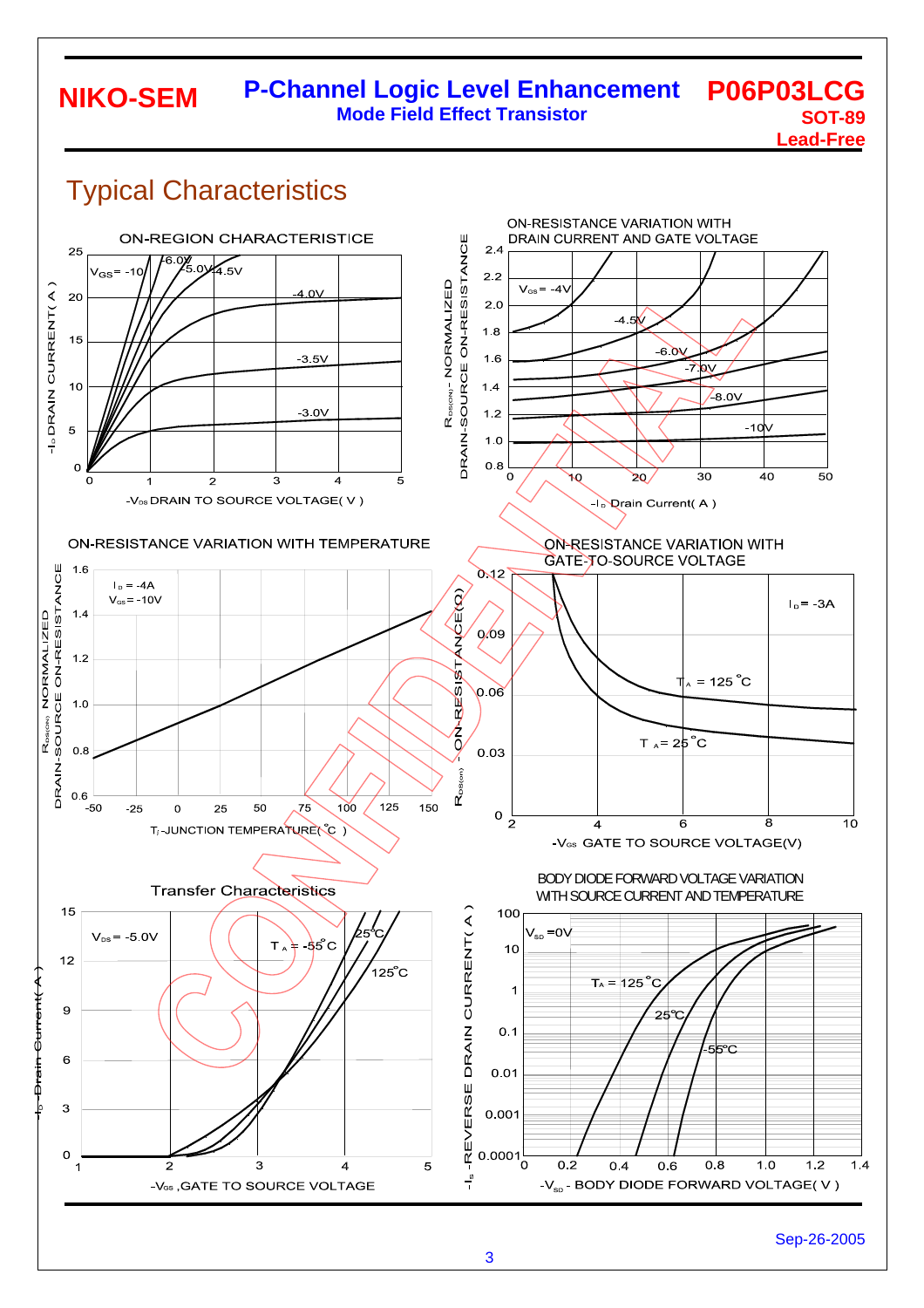# Typical Characteristics

ON-REGION CHARACTERISTICE

$V_{GS}$ = -10, -6.0V, -5.0V, -4.5V, -4.0V, -3.5V, -3.0V

$-I_D$ DRAIN CURRENT ( A )

$-V_{DS}$ DRAIN TO SOURCE VOLTAGE( V )

ON-RESISTANCE VARIATION WITH DRAIN CURRENT AND GATE VOLTAGE

$V_{GS}$ = -4V, -4.5V, -6.0V, -7.0V, -8.0V, -10V

$R_{DS(ON)}$ - NORMALIZED DRAIN-SOURCE ON-RESISTANCE

$-I_D$ Drain Current( A )

ON-RESISTANCE VARIATION WITH TEMPERATURE

$I_D$ = -4A
$V_{GS}$ = -10V

$R_{DS(ON)}$ NORMALIZED DRAIN-SOURCE ON-RESISTANCE

$T_j$-JUNCTION TEMPERATURE( °C )

ON-RESISTANCE VARIATION WITH GATE-TO-SOURCE VOLTAGE

$I_D$ = -3A

$T_A$ = 125 °C
$T_A$ = 25 °C

$R_{DS(on)}$ - ON-RESISTANCE(Ω)

$-V_{GS}$ GATE TO SOURCE VOLTAGE(V)

Transfer Characteristics

$V_{DS}$ = -5.0V

$T_A$ = -55°C, 25°C, 125°C

$-I_D$ -Drain Current( A )

$-V_{GS}$ ,GATE TO SOURCE VOLTAGE

BODY DIODE FORWARD VOLTAGE VARIATION WITH SOURCE CURRENT AND TEMPERATURE

$V_{SD}$ =0V

$T_A$ = 125 °C, 25°C, -55°C

$-I_S$ -REVERSE DRAIN CURRENT ( A )

$-V_{SD}$ - BODY DIODE FORWARD VOLTAGE( V )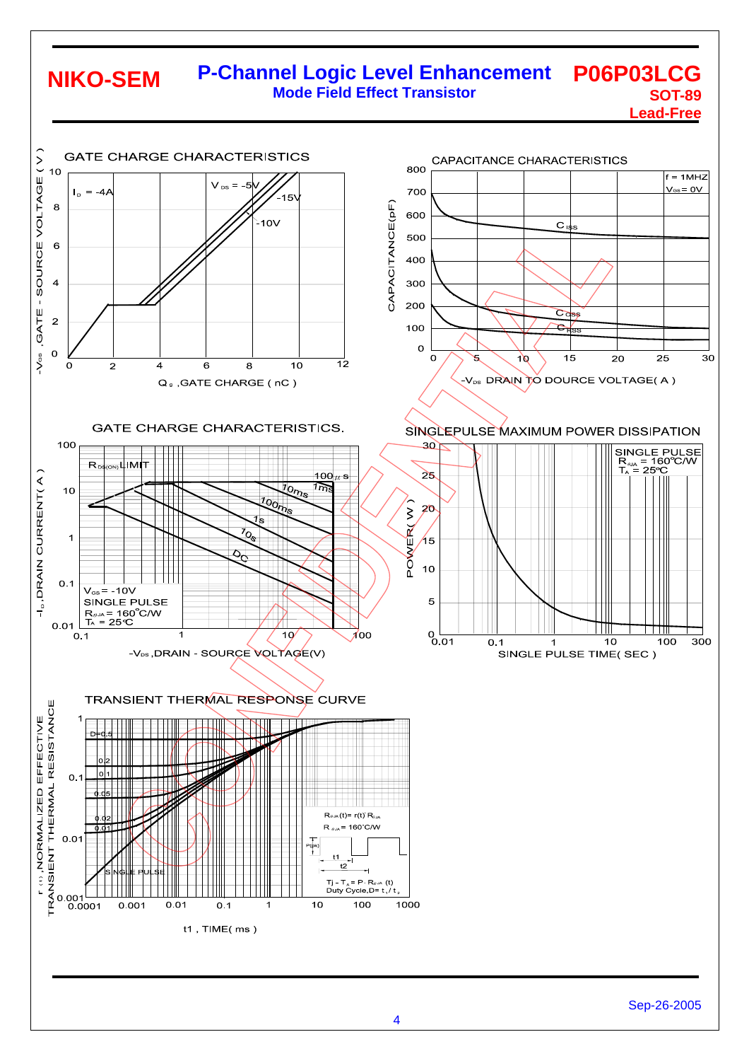**NIKO-SEM**

# P-Channel Logic Level Enhancement Mode Field Effect Transistor

**P06P03LCG**
**SOT-89**
**Lead-Free**

GATE CHARGE CHARACTERISTICS

$I_D$ = -4A; $V_{DS}$ = -5V, -10V, -15V

$-V_{GS}$ ,GATE - SOURCE VOLTAGE ( V )

$Q_g$ ,GATE CHARGE ( nC )

CAPACITANCE CHARACTERISTICS

f = 1MHZ; $V_{GS}$ = 0V

$C_{iss}$, $C_{oss}$, $C_{rss}$

CAPACITANCE(pF)

$-V_{DS}$ DRAIN TO DOURCE VOLTAGE( A )

GATE CHARGE CHARACTERISTICS.

$R_{DS(ON)}$ LIMIT; 100 μs, 1ms, 10ms, 100ms, 1s, 10s, DC

$V_{GS}$ = -10V
SINGLE PULSE
$R_{\theta JA}$ = 160°C/W
$T_A$ = 25°C

$-I_D$ ,DRAIN CURRENT( A )

$-V_{DS}$ ,DRAIN - SOURCE VOLTAGE(V)

SINGLEPULSE MAXIMUM POWER DISSIPATION

SINGLE PULSE
$R_{\theta JA}$ = 160°C/W
$T_A$ = 25°C

POWER( W )

SINGLE PULSE TIME( SEC )

TRANSIENT THERMAL RESPONSE CURVE

D=0.5, 0.2, 0.1, 0.05, 0.02, 0.01, SINGLE PULSE

$R_{\theta JA}(t) = r(t) \cdot R_{\theta JA}$
$R_{\theta JA}$ = 160°C/W

$P_{(pk)}$, t1, t2

$T_j - T_A = P \cdot R_{\theta JA}(t)$
Duty Cycle, $D = t_1 / t_2$

r (t) ,NORMALIZED EFFECTIVE TRANSIENT THERMAL RESISTANCE

t1 , TIME( ms )

Sep-26-2005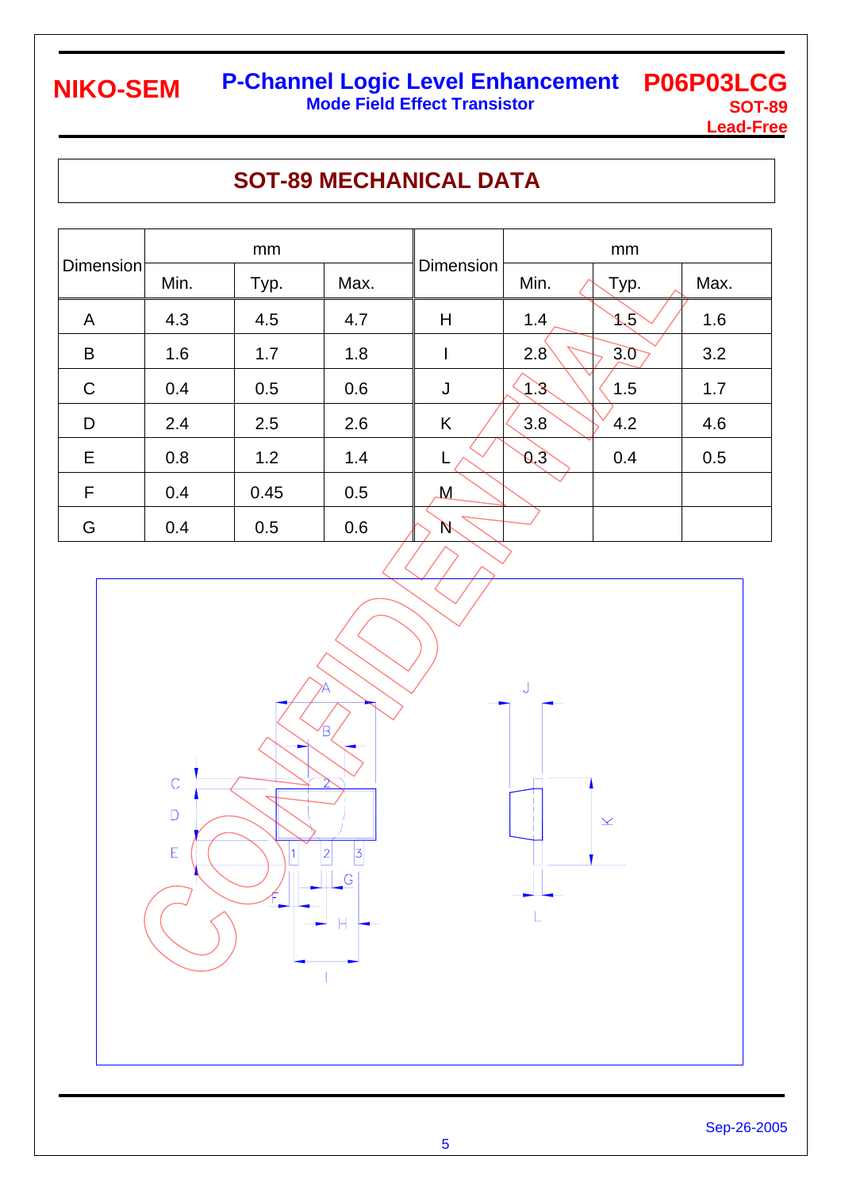## SOT-89 MECHANICAL DATA

| Dimension | mm | | | Dimension | mm | | |
|---|---|---|---|---|---|---|---|
| | Min. | Typ. | Max. | | Min. | Typ. | Max. |
| A | 4.3 | 4.5 | 4.7 | H | 1.4 | 1.5 | 1.6 |
| B | 1.6 | 1.7 | 1.8 | I | 2.8 | 3.0 | 3.2 |
| C | 0.4 | 0.5 | 0.6 | J | 1.3 | 1.5 | 1.7 |
| D | 2.4 | 2.5 | 2.6 | K | 3.8 | 4.2 | 4.6 |
| E | 0.8 | 1.2 | 1.4 | L | 0.3 | 0.4 | 0.5 |
| F | 0.4 | 0.45 | 0.5 | M | | | |
| G | 0.4 | 0.5 | 0.6 | N | | | |

A
B
C
D
E
F
G
H
I
J
K
L
1
2
3

Sep-26-2005